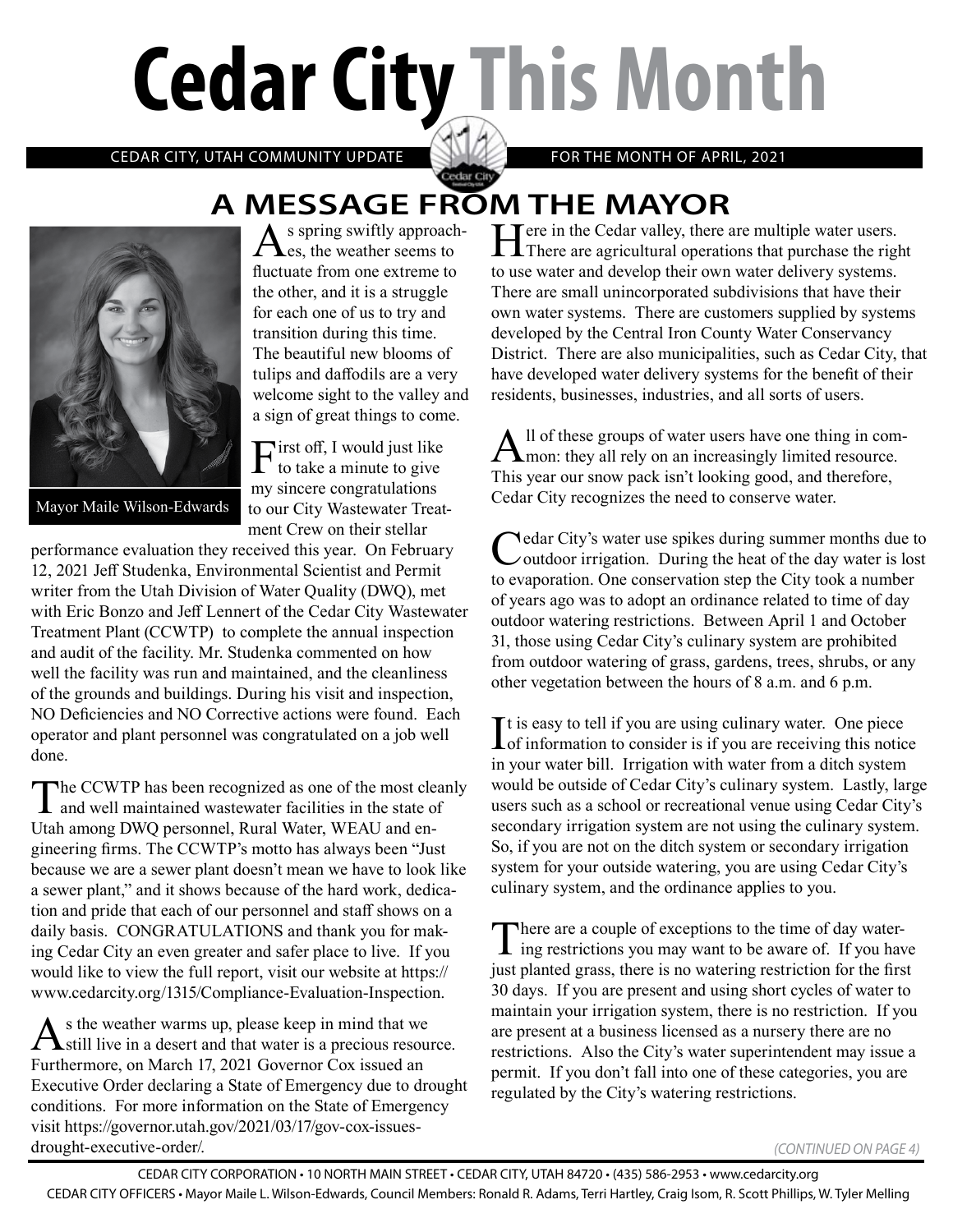# Cedar City This Month

CEDAR CITY, UTAH COMMUNITY UPDATE — FOR THE MONTH OF APRIL, 2021

## A MESSAGE FROM THE MAYOR

Mayor Maile Wilson-Edwards

As spring swiftly approaches, the weather seems to fluctuate from one extreme to the other, and it is a struggle for each one of us to try and transition during this time. The beautiful new blooms of tulips and daffodils are a very welcome sight to the valley and a sign of great things to come.

First off, I would just like to take a minute to give my sincere congratulations to our City Wastewater Treatment Crew on their stellar performance evaluation they received this year. On February 12, 2021 Jeff Studenka, Environmental Scientist and Permit writer from the Utah Division of Water Quality (DWQ), met with Eric Bonzo and Jeff Lennert of the Cedar City Wastewater Treatment Plant (CCWTP) to complete the annual inspection and audit of the facility. Mr. Studenka commented on how well the facility was run and maintained, and the cleanliness of the grounds and buildings. During his visit and inspection, NO Deficiencies and NO Corrective actions were found. Each operator and plant personnel was congratulated on a job well done.

The CCWTP has been recognized as one of the most cleanly and well maintained wastewater facilities in the state of Utah among DWQ personnel, Rural Water, WEAU and engineering firms. The CCWTP's motto has always been "Just because we are a sewer plant doesn't mean we have to look like a sewer plant," and it shows because of the hard work, dedication and pride that each of our personnel and staff shows on a daily basis. CONGRATULATIONS and thank you for making Cedar City an even greater and safer place to live. If you would like to view the full report, visit our website at https://www.cedarcity.org/1315/Compliance-Evaluation-Inspection.

As the weather warms up, please keep in mind that we still live in a desert and that water is a precious resource. Furthermore, on March 17, 2021 Governor Cox issued an Executive Order declaring a State of Emergency due to drought conditions. For more information on the State of Emergency visit https://governor.utah.gov/2021/03/17/gov-cox-issues-drought-executive-order/.

Here in the Cedar valley, there are multiple water users. There are agricultural operations that purchase the right to use water and develop their own water delivery systems. There are small unincorporated subdivisions that have their own water systems. There are customers supplied by systems developed by the Central Iron County Water Conservancy District. There are also municipalities, such as Cedar City, that have developed water delivery systems for the benefit of their residents, businesses, industries, and all sorts of users.

All of these groups of water users have one thing in common: they all rely on an increasingly limited resource. This year our snow pack isn't looking good, and therefore, Cedar City recognizes the need to conserve water.

Cedar City's water use spikes during summer months due to outdoor irrigation. During the heat of the day water is lost to evaporation. One conservation step the City took a number of years ago was to adopt an ordinance related to time of day outdoor watering restrictions. Between April 1 and October 31, those using Cedar City's culinary system are prohibited from outdoor watering of grass, gardens, trees, shrubs, or any other vegetation between the hours of 8 a.m. and 6 p.m.

It is easy to tell if you are using culinary water. One piece of information to consider is if you are receiving this notice in your water bill. Irrigation with water from a ditch system would be outside of Cedar City's culinary system. Lastly, large users such as a school or recreational venue using Cedar City's secondary irrigation system are not using the culinary system. So, if you are not on the ditch system or secondary irrigation system for your outside watering, you are using Cedar City's culinary system, and the ordinance applies to you.

There are a couple of exceptions to the time of day watering restrictions you may want to be aware of. If you have just planted grass, there is no watering restriction for the first 30 days. If you are present and using short cycles of water to maintain your irrigation system, there is no restriction. If you are present at a business licensed as a nursery there are no restrictions. Also the City's water superintendent may issue a permit. If you don't fall into one of these categories, you are regulated by the City's watering restrictions.

*(CONTINUED ON PAGE 4)*

CEDAR CITY CORPORATION • 10 NORTH MAIN STREET • CEDAR CITY, UTAH 84720 • (435) 586-2953 • www.cedarcity.org

CEDAR CITY OFFICERS • Mayor Maile L. Wilson-Edwards, Council Members: Ronald R. Adams, Terri Hartley, Craig Isom, R. Scott Phillips, W. Tyler Melling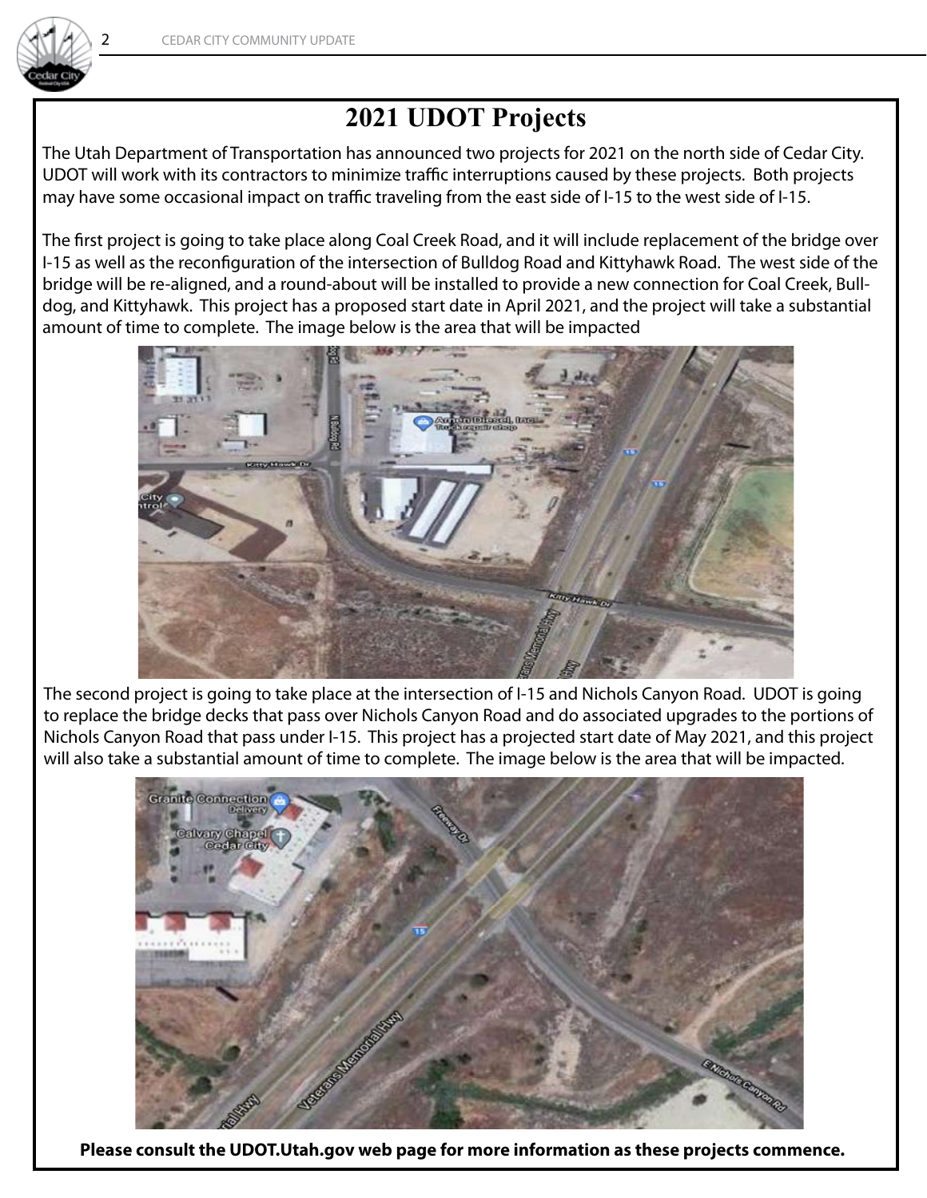# 2021 UDOT Projects

The Utah Department of Transportation has announced two projects for 2021 on the north side of Cedar City. UDOT will work with its contractors to minimize traffic interruptions caused by these projects. Both projects may have some occasional impact on traffic traveling from the east side of I-15 to the west side of I-15.

The first project is going to take place along Coal Creek Road, and it will include replacement of the bridge over I-15 as well as the reconfiguration of the intersection of Bulldog Road and Kittyhawk Road. The west side of the bridge will be re-aligned, and a round-about will be installed to provide a new connection for Coal Creek, Bulldog, and Kittyhawk. This project has a proposed start date in April 2021, and the project will take a substantial amount of time to complete. The image below is the area that will be impacted

The second project is going to take place at the intersection of I-15 and Nichols Canyon Road. UDOT is going to replace the bridge decks that pass over Nichols Canyon Road and do associated upgrades to the portions of Nichols Canyon Road that pass under I-15. This project has a projected start date of May 2021, and this project will also take a substantial amount of time to complete. The image below is the area that will be impacted.

**Please consult the UDOT.Utah.gov web page for more information as these projects commence.**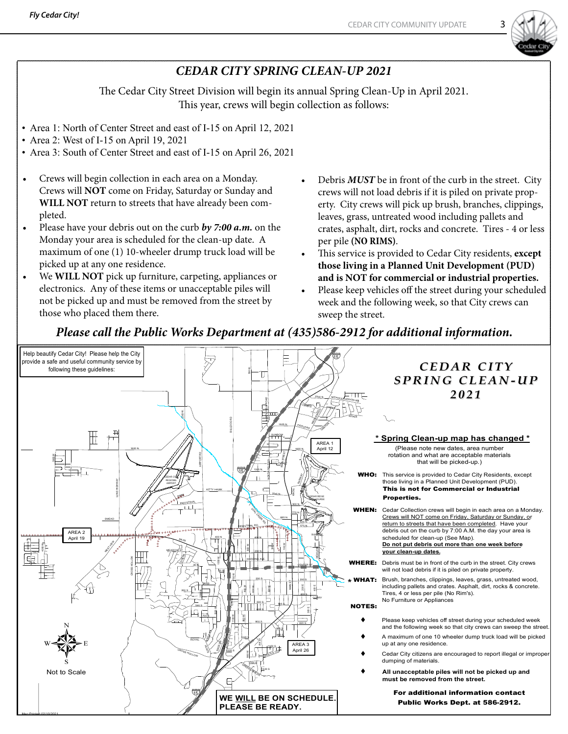## CEDAR CITY SPRING CLEAN-UP 2021

The Cedar City Street Division will begin its annual Spring Clean-Up in April 2021. This year, crews will begin collection as follows:

- Area 1: North of Center Street and east of I-15 on April 12, 2021
- Area 2: West of I-15 on April 19, 2021
- Area 3: South of Center Street and east of I-15 on April 26, 2021

- Crews will begin collection in each area on a Monday. Crews will **NOT** come on Friday, Saturday or Sunday and **WILL NOT** return to streets that have already been completed.
- Please have your debris out on the curb ***by 7:00 a.m.*** on the Monday your area is scheduled for the clean-up date. A maximum of one (1) 10-wheeler drump truck load will be picked up at any one residence.
- We **WILL NOT** pick up furniture, carpeting, appliances or electronics. Any of these items or unacceptable piles will not be picked up and must be removed from the street by those who placed them there.
- Debris ***MUST*** be in front of the curb in the street. City crews will not load debris if it is piled on private property. City crews will pick up brush, branches, clippings, leaves, grass, untreated wood including pallets and crates, asphalt, dirt, rocks and concrete. Tires - 4 or less per pile **(NO RIMS)**.
- This service is provided to Cedar City residents, **except those living in a Planned Unit Development (PUD) and is NOT for commercial or industrial properties.**
- Please keep vehicles off the street during your scheduled week and the following week, so that City crews can sweep the street.

***Please call the Public Works Department at (435)586-2912 for additional information.***

Help beautify Cedar City! Please help the City provide a safe and useful community service by following these guidelines:

### CEDAR CITY SPRING CLEAN-UP 2021

**\* Spring Clean-up map has changed \***

(Please note new dates, area number rotation and what are acceptable materials that will be picked-up.)

**WHO:** This service is provided to Cedar City Residents, except those living in a Planned Unit Development (PUD). **This is not for Commercial or Industrial Properties.**

**WHEN:** Cedar Collection crews will begin in each area on a Monday. Crews will NOT come on Friday, Saturday or Sunday, or return to streets that have been completed. Have your debris out on the curb by 7:00 A.M. the day your area is scheduled for clean-up (See Map). **Do not put debris out more than one week before your clean-up dates.**

**WHERE:** Debris must be in front of the curb in the street. City crews will not load debris if it is piled on private property.

**\* WHAT:** Brush, branches, clippings, leaves, grass, untreated wood, including pallets and crates. Asphalt, dirt, rocks & concrete. Tires, 4 or less per pile (No Rim's). No Furniture or Appliances

**NOTES:**

- Please keep vehicles off street during your scheduled week and the following week so that city crews can sweep the street.
- A maximum of one 10 wheeler dump truck load will be picked up at any one residence.
- Cedar City citizens are encouraged to report illegal or improper dumping of materials.
- **All unacceptable piles will not be picked up and must be removed from the street.**

**For additional information contact Public Works Dept. at 586-2912.**

AREA 1 April 12

AREA 2 April 19

AREA 3 April 26

Not to Scale

**WE WILL BE ON SCHEDULE. PLEASE BE READY.**

Map Printed 02/10/2021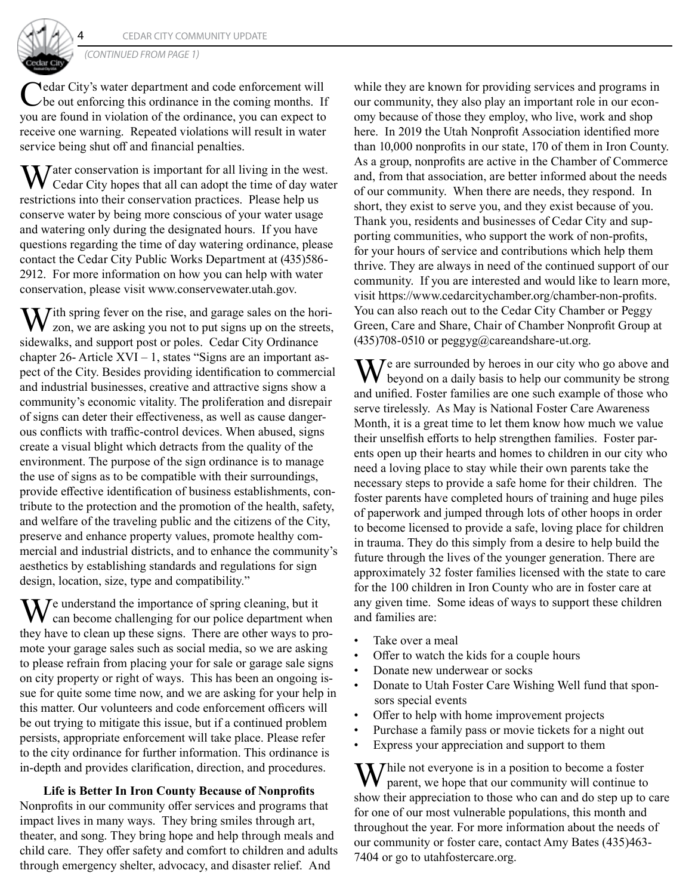*(CONTINUED FROM PAGE 1)*

Cedar City's water department and code enforcement will be out enforcing this ordinance in the coming months. If you are found in violation of the ordinance, you can expect to receive one warning. Repeated violations will result in water service being shut off and financial penalties.

Water conservation is important for all living in the west. Cedar City hopes that all can adopt the time of day water restrictions into their conservation practices. Please help us conserve water by being more conscious of your water usage and watering only during the designated hours. If you have questions regarding the time of day watering ordinance, please contact the Cedar City Public Works Department at (435)586-2912. For more information on how you can help with water conservation, please visit www.conservewater.utah.gov.

With spring fever on the rise, and garage sales on the horizon, we are asking you not to put signs up on the streets, sidewalks, and support post or poles. Cedar City Ordinance chapter 26- Article XVI – 1, states "Signs are an important aspect of the City. Besides providing identification to commercial and industrial businesses, creative and attractive signs show a community's economic vitality. The proliferation and disrepair of signs can deter their effectiveness, as well as cause dangerous conflicts with traffic-control devices. When abused, signs create a visual blight which detracts from the quality of the environment. The purpose of the sign ordinance is to manage the use of signs as to be compatible with their surroundings, provide effective identification of business establishments, contribute to the protection and the promotion of the health, safety, and welfare of the traveling public and the citizens of the City, preserve and enhance property values, promote healthy commercial and industrial districts, and to enhance the community's aesthetics by establishing standards and regulations for sign design, location, size, type and compatibility."

We understand the importance of spring cleaning, but it can become challenging for our police department when they have to clean up these signs. There are other ways to promote your garage sales such as social media, so we are asking to please refrain from placing your for sale or garage sale signs on city property or right of ways. This has been an ongoing issue for quite some time now, and we are asking for your help in this matter. Our volunteers and code enforcement officers will be out trying to mitigate this issue, but if a continued problem persists, appropriate enforcement will take place. Please refer to the city ordinance for further information. This ordinance is in-depth and provides clarification, direction, and procedures.

**Life is Better In Iron County Because of Nonprofits**

Nonprofits in our community offer services and programs that impact lives in many ways. They bring smiles through art, theater, and song. They bring hope and help through meals and child care. They offer safety and comfort to children and adults through emergency shelter, advocacy, and disaster relief. And while they are known for providing services and programs in our community, they also play an important role in our economy because of those they employ, who live, work and shop here. In 2019 the Utah Nonprofit Association identified more than 10,000 nonprofits in our state, 170 of them in Iron County. As a group, nonprofits are active in the Chamber of Commerce and, from that association, are better informed about the needs of our community. When there are needs, they respond. In short, they exist to serve you, and they exist because of you. Thank you, residents and businesses of Cedar City and supporting communities, who support the work of non-profits, for your hours of service and contributions which help them thrive. They are always in need of the continued support of our community. If you are interested and would like to learn more, visit https://www.cedarcitychamber.org/chamber-non-profits. You can also reach out to the Cedar City Chamber or Peggy Green, Care and Share, Chair of Chamber Nonprofit Group at (435)708-0510 or peggyg@careandshare-ut.org.

We are surrounded by heroes in our city who go above and beyond on a daily basis to help our community be strong and unified. Foster families are one such example of those who serve tirelessly. As May is National Foster Care Awareness Month, it is a great time to let them know how much we value their unselfish efforts to help strengthen families. Foster parents open up their hearts and homes to children in our city who need a loving place to stay while their own parents take the necessary steps to provide a safe home for their children. The foster parents have completed hours of training and huge piles of paperwork and jumped through lots of other hoops in order to become licensed to provide a safe, loving place for children in trauma. They do this simply from a desire to help build the future through the lives of the younger generation. There are approximately 32 foster families licensed with the state to care for the 100 children in Iron County who are in foster care at any given time. Some ideas of ways to support these children and families are:

- Take over a meal
- Offer to watch the kids for a couple hours
- Donate new underwear or socks
- Donate to Utah Foster Care Wishing Well fund that sponsors special events
- Offer to help with home improvement projects
- Purchase a family pass or movie tickets for a night out
- Express your appreciation and support to them

While not everyone is in a position to become a foster parent, we hope that our community will continue to show their appreciation to those who can and do step up to care for one of our most vulnerable populations, this month and throughout the year. For more information about the needs of our community or foster care, contact Amy Bates (435)463-7404 or go to utahfostercare.org.